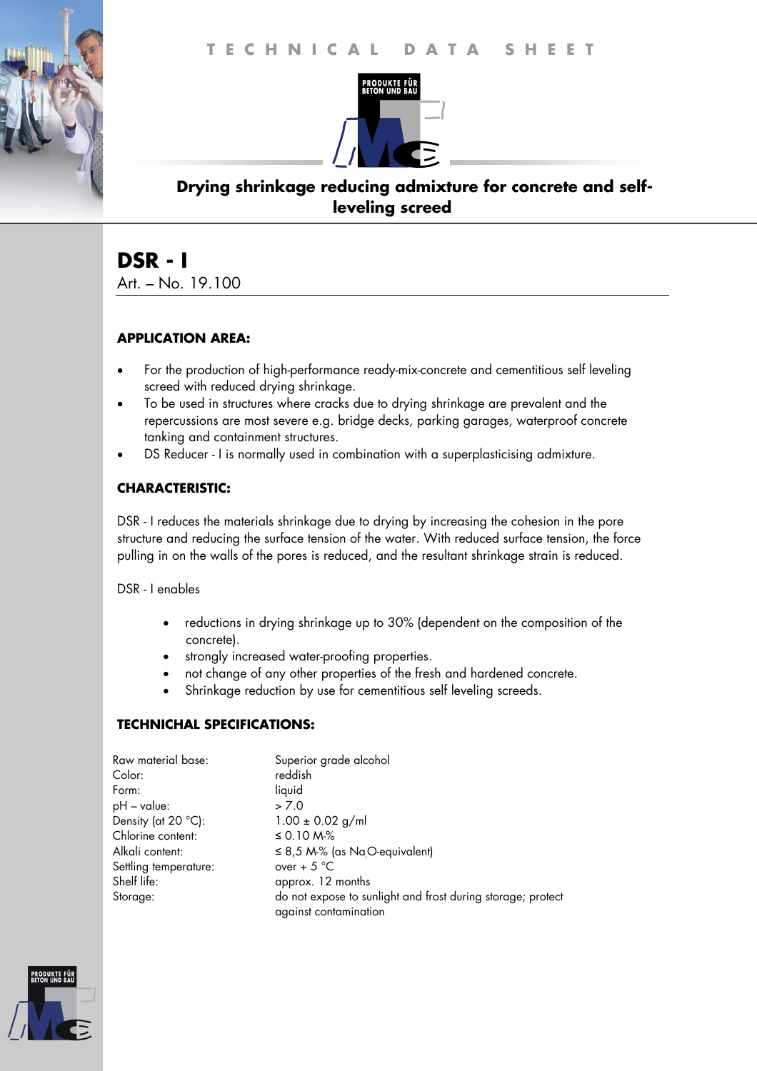TECHNICAL DATA SHEET

**Drying shrinkage reducing admixture for concrete and self-leveling screed**

# DSR - I

Art. – No. 19.100

## APPLICATION AREA:

- For the production of high-performance ready-mix-concrete and cementitious self leveling screed with reduced drying shrinkage.
- To be used in structures where cracks due to drying shrinkage are prevalent and the repercussions are most severe e.g. bridge decks, parking garages, waterproof concrete tanking and containment structures.
- DS Reducer - I is normally used in combination with a superplasticising admixture.

## CHARACTERISTIC:

DSR - I reduces the materials shrinkage due to drying by increasing the cohesion in the pore structure and reducing the surface tension of the water. With reduced surface tension, the force pulling in on the walls of the pores is reduced, and the resultant shrinkage strain is reduced.

DSR - I enables

- reductions in drying shrinkage up to 30% (dependent on the composition of the concrete).
- strongly increased water-proofing properties.
- not change of any other properties of the fresh and hardened concrete.
- Shrinkage reduction by use for cementitious self leveling screeds.

## TECHNICHAL SPECIFICATIONS:

| | |
|---|---|
| Raw material base: | Superior grade alcohol |
| Color: | reddish |
| Form: | liquid |
| pH – value: | > 7.0 |
| Density (at 20 °C): | 1.00 ± 0.02 g/ml |
| Chlorine content: | ≤ 0.10 M-% |
| Alkali content: | ≤ 8,5 M-% (as $Na_2O$-equivalent) |
| Settling temperature: | over + 5 °C |
| Shelf life: | approx. 12 months |
| Storage: | do not expose to sunlight and frost during storage; protect against contamination |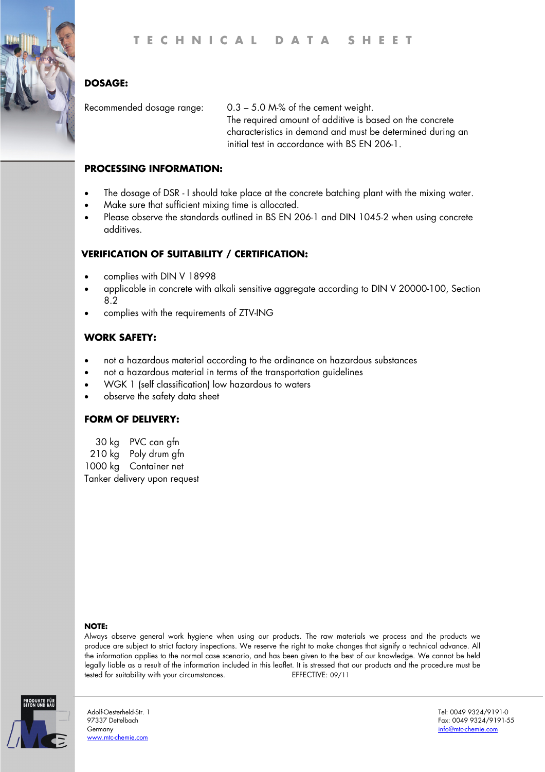# TECHNICAL DATA SHEET

## DOSAGE:

| | |
|---|---|
| Recommended dosage range: | 0.3 – 5.0 M-% of the cement weight. The required amount of additive is based on the concrete characteristics in demand and must be determined during an initial test in accordance with BS EN 206-1. |

## PROCESSING INFORMATION:

- The dosage of DSR - I should take place at the concrete batching plant with the mixing water.
- Make sure that sufficient mixing time is allocated.
- Please observe the standards outlined in BS EN 206-1 and DIN 1045-2 when using concrete additives.

## VERIFICATION OF SUITABILITY / CERTIFICATION:

- complies with DIN V 18998
- applicable in concrete with alkali sensitive aggregate according to DIN V 20000-100, Section 8.2
- complies with the requirements of ZTV-ING

## WORK SAFETY:

- not a hazardous material according to the ordinance on hazardous substances
- not a hazardous material in terms of the transportation guidelines
- WGK 1 (self classification) low hazardous to waters
- observe the safety data sheet

## FORM OF DELIVERY:

| | |
|---|---|
| 30 kg | PVC can gfn |
| 210 kg | Poly drum gfn |
| 1000 kg | Container net |

Tanker delivery upon request

**NOTE:**
Always observe general work hygiene when using our products. The raw materials we process and the products we produce are subject to strict factory inspections. We reserve the right to make changes that signify a technical advance. All the information applies to the normal case scenario, and has been given to the best of our knowledge. We cannot be held legally liable as a result of the information included in this leaflet. It is stressed that our products and the procedure must be tested for suitability with your circumstances. EFFECTIVE: 09/11

PRODUKTE FÜR BETON UND BAU

Adolf-Oesterheld-Str. 1
97337 Dettelbach
Germany
www.mtc-chemie.com

Tel: 0049 9324/9191-0
Fax: 0049 9324/9191-55
info@mtc-chemie.com